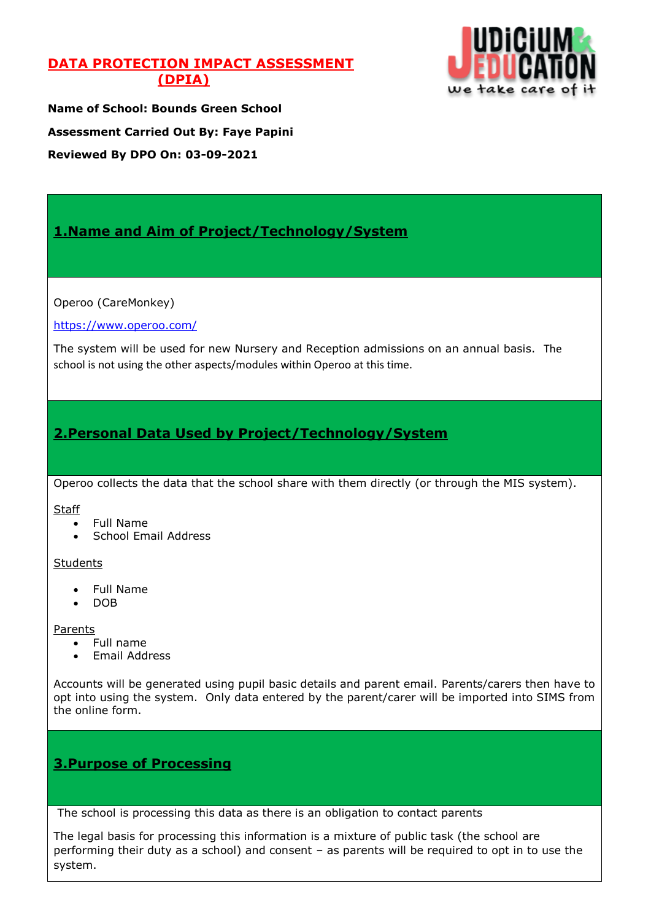# DATA PROTECTION IMPACT ASSESSMENT (DPIA)

**Name of School: Bounds Green School**

**Assessment Carried Out By: Faye Papini**

**Reviewed By DPO On: 03-09-2021**

## 1.Name and Aim of Project/Technology/System

Operoo (CareMonkey)

https://www.operoo.com/

The system will be used for new Nursery and Reception admissions on an annual basis. The school is not using the other aspects/modules within Operoo at this time.

## 2.Personal Data Used by Project/Technology/System

Operoo collects the data that the school share with them directly (or through the MIS system).

Staff

- Full Name
- School Email Address

Students

- Full Name
- DOB

Parents

- Full name
- Email Address

Accounts will be generated using pupil basic details and parent email. Parents/carers then have to opt into using the system. Only data entered by the parent/carer will be imported into SIMS from the online form.

## 3.Purpose of Processing

The school is processing this data as there is an obligation to contact parents

The legal basis for processing this information is a mixture of public task (the school are performing their duty as a school) and consent – as parents will be required to opt in to use the system.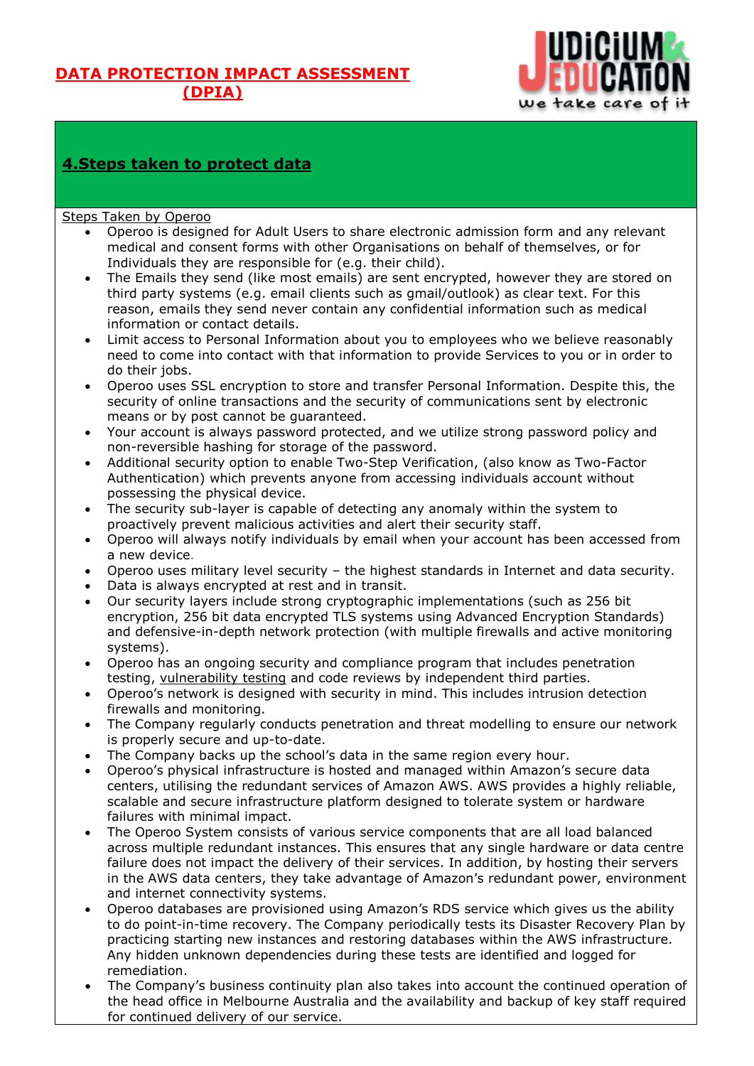# DATA PROTECTION IMPACT ASSESSMENT (DPIA)

## 4.Steps taken to protect data

Steps Taken by Operoo

- Operoo is designed for Adult Users to share electronic admission form and any relevant medical and consent forms with other Organisations on behalf of themselves, or for Individuals they are responsible for (e.g. their child).
- The Emails they send (like most emails) are sent encrypted, however they are stored on third party systems (e.g. email clients such as gmail/outlook) as clear text. For this reason, emails they send never contain any confidential information such as medical information or contact details.
- Limit access to Personal Information about you to employees who we believe reasonably need to come into contact with that information to provide Services to you or in order to do their jobs.
- Operoo uses SSL encryption to store and transfer Personal Information. Despite this, the security of online transactions and the security of communications sent by electronic means or by post cannot be guaranteed.
- Your account is always password protected, and we utilize strong password policy and non-reversible hashing for storage of the password.
- Additional security option to enable Two-Step Verification, (also know as Two-Factor Authentication) which prevents anyone from accessing individuals account without possessing the physical device.
- The security sub-layer is capable of detecting any anomaly within the system to proactively prevent malicious activities and alert their security staff.
- Operoo will always notify individuals by email when your account has been accessed from a new device.
- Operoo uses military level security – the highest standards in Internet and data security.
- Data is always encrypted at rest and in transit.
- Our security layers include strong cryptographic implementations (such as 256 bit encryption, 256 bit data encrypted TLS systems using Advanced Encryption Standards) and defensive-in-depth network protection (with multiple firewalls and active monitoring systems).
- Operoo has an ongoing security and compliance program that includes penetration testing, vulnerability testing and code reviews by independent third parties.
- Operoo's network is designed with security in mind. This includes intrusion detection firewalls and monitoring.
- The Company regularly conducts penetration and threat modelling to ensure our network is properly secure and up-to-date.
- The Company backs up the school's data in the same region every hour.
- Operoo's physical infrastructure is hosted and managed within Amazon's secure data centers, utilising the redundant services of Amazon AWS. AWS provides a highly reliable, scalable and secure infrastructure platform designed to tolerate system or hardware failures with minimal impact.
- The Operoo System consists of various service components that are all load balanced across multiple redundant instances. This ensures that any single hardware or data centre failure does not impact the delivery of their services. In addition, by hosting their servers in the AWS data centers, they take advantage of Amazon's redundant power, environment and internet connectivity systems.
- Operoo databases are provisioned using Amazon's RDS service which gives us the ability to do point-in-time recovery. The Company periodically tests its Disaster Recovery Plan by practicing starting new instances and restoring databases within the AWS infrastructure. Any hidden unknown dependencies during these tests are identified and logged for remediation.
- The Company's business continuity plan also takes into account the continued operation of the head office in Melbourne Australia and the availability and backup of key staff required for continued delivery of our service.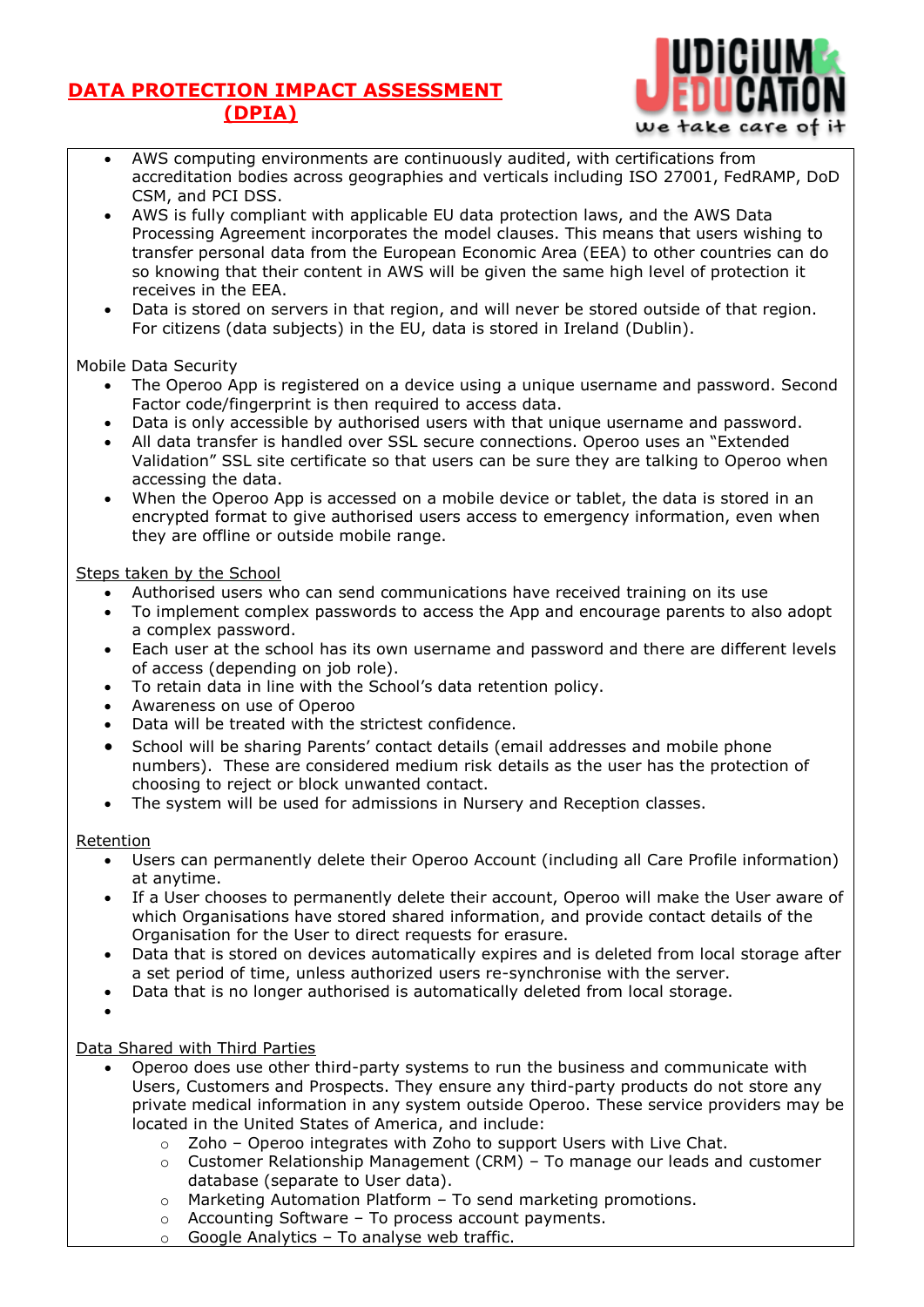- AWS computing environments are continuously audited, with certifications from accreditation bodies across geographies and verticals including ISO 27001, FedRAMP, DoD CSM, and PCI DSS.
- AWS is fully compliant with applicable EU data protection laws, and the AWS Data Processing Agreement incorporates the model clauses. This means that users wishing to transfer personal data from the European Economic Area (EEA) to other countries can do so knowing that their content in AWS will be given the same high level of protection it receives in the EEA.
- Data is stored on servers in that region, and will never be stored outside of that region. For citizens (data subjects) in the EU, data is stored in Ireland (Dublin).

Mobile Data Security

- The Operoo App is registered on a device using a unique username and password. Second Factor code/fingerprint is then required to access data.
- Data is only accessible by authorised users with that unique username and password.
- All data transfer is handled over SSL secure connections. Operoo uses an "Extended Validation" SSL site certificate so that users can be sure they are talking to Operoo when accessing the data.
- When the Operoo App is accessed on a mobile device or tablet, the data is stored in an encrypted format to give authorised users access to emergency information, even when they are offline or outside mobile range.

Steps taken by the School

- Authorised users who can send communications have received training on its use
- To implement complex passwords to access the App and encourage parents to also adopt a complex password.
- Each user at the school has its own username and password and there are different levels of access (depending on job role).
- To retain data in line with the School's data retention policy.
- Awareness on use of Operoo
- Data will be treated with the strictest confidence.
- School will be sharing Parents' contact details (email addresses and mobile phone numbers). These are considered medium risk details as the user has the protection of choosing to reject or block unwanted contact.
- The system will be used for admissions in Nursery and Reception classes.

Retention

- Users can permanently delete their Operoo Account (including all Care Profile information) at anytime.
- If a User chooses to permanently delete their account, Operoo will make the User aware of which Organisations have stored shared information, and provide contact details of the Organisation for the User to direct requests for erasure.
- Data that is stored on devices automatically expires and is deleted from local storage after a set period of time, unless authorized users re-synchronise with the server.
- Data that is no longer authorised is automatically deleted from local storage.
- 

Data Shared with Third Parties

- Operoo does use other third-party systems to run the business and communicate with Users, Customers and Prospects. They ensure any third-party products do not store any private medical information in any system outside Operoo. These service providers may be located in the United States of America, and include:
  - Zoho – Operoo integrates with Zoho to support Users with Live Chat.
  - Customer Relationship Management (CRM) – To manage our leads and customer database (separate to User data).
  - Marketing Automation Platform – To send marketing promotions.
  - Accounting Software – To process account payments.
  - Google Analytics – To analyse web traffic.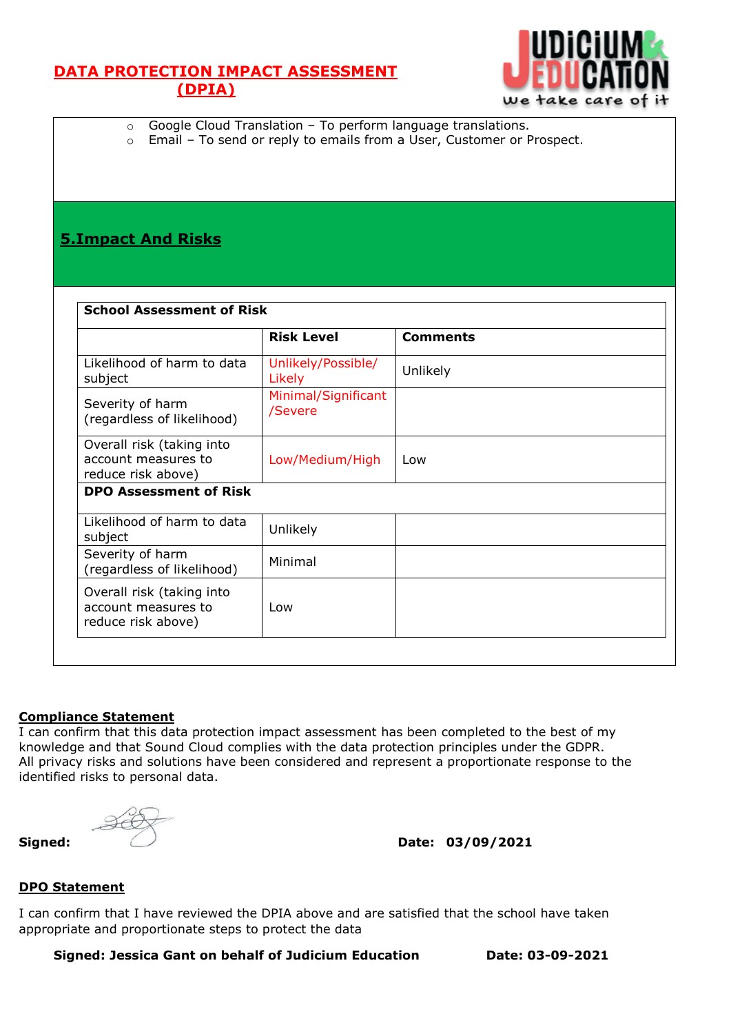- Google Cloud Translation – To perform language translations.
- Email – To send or reply to emails from a User, Customer or Prospect.

## 5.Impact And Risks

| School Assessment of Risk | | |
|---|---|---|
| | **Risk Level** | **Comments** |
| Likelihood of harm to data subject | Unlikely/Possible/ Likely | Unlikely |
| Severity of harm (regardless of likelihood) | Minimal/Significant /Severe | |
| Overall risk (taking into account measures to reduce risk above) | Low/Medium/High | Low |
| **DPO Assessment of Risk** | | |
| Likelihood of harm to data subject | Unlikely | |
| Severity of harm (regardless of likelihood) | Minimal | |
| Overall risk (taking into account measures to reduce risk above) | Low | |

**Compliance Statement**

I can confirm that this data protection impact assessment has been completed to the best of my knowledge and that Sound Cloud complies with the data protection principles under the GDPR.
All privacy risks and solutions have been considered and represent a proportionate response to the identified risks to personal data.

**Signed:** **Date: 03/09/2021**

**DPO Statement**

I can confirm that I have reviewed the DPIA above and are satisfied that the school have taken appropriate and proportionate steps to protect the data

**Signed: Jessica Gant on behalf of Judicium Education** **Date: 03-09-2021**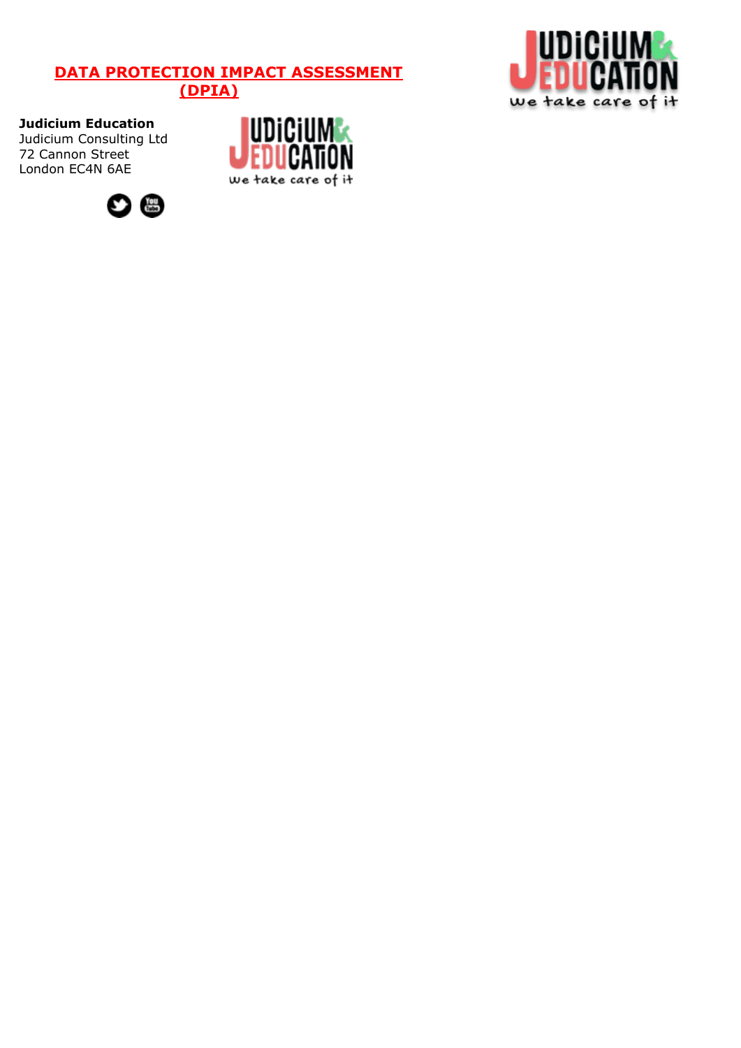# DATA PROTECTION IMPACT ASSESSMENT (DPIA)

**Judicium Education**
Judicium Consulting Ltd
72 Cannon Street
London EC4N 6AE